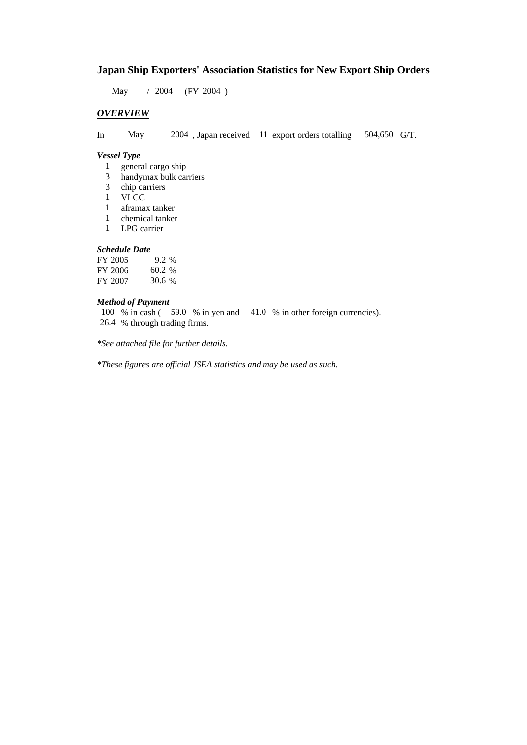# Japan Ship Exporters' Association Statistics for New Export Ship Orders

May / 2004 (FY 2004 )

## ***OVERVIEW***

In May 2004 , Japan received 11 export orders totalling 504,650 G/T.

### *Vessel Type*

1 general cargo ship
3 handymax bulk carriers
3 chip carriers
1 VLCC
1 aframax tanker
1 chemical tanker
1 LPG carrier

### *Schedule Date*

| | |
|---|---|
| FY 2005 | 9.2 % |
| FY 2006 | 60.2 % |
| FY 2007 | 30.6 % |

### *Method of Payment*

100 % in cash ( 59.0 % in yen and 41.0 % in other foreign currencies).
26.4 % through trading firms.

*\*See attached file for further details.*

*\*These figures are official JSEA statistics and may be used as such.*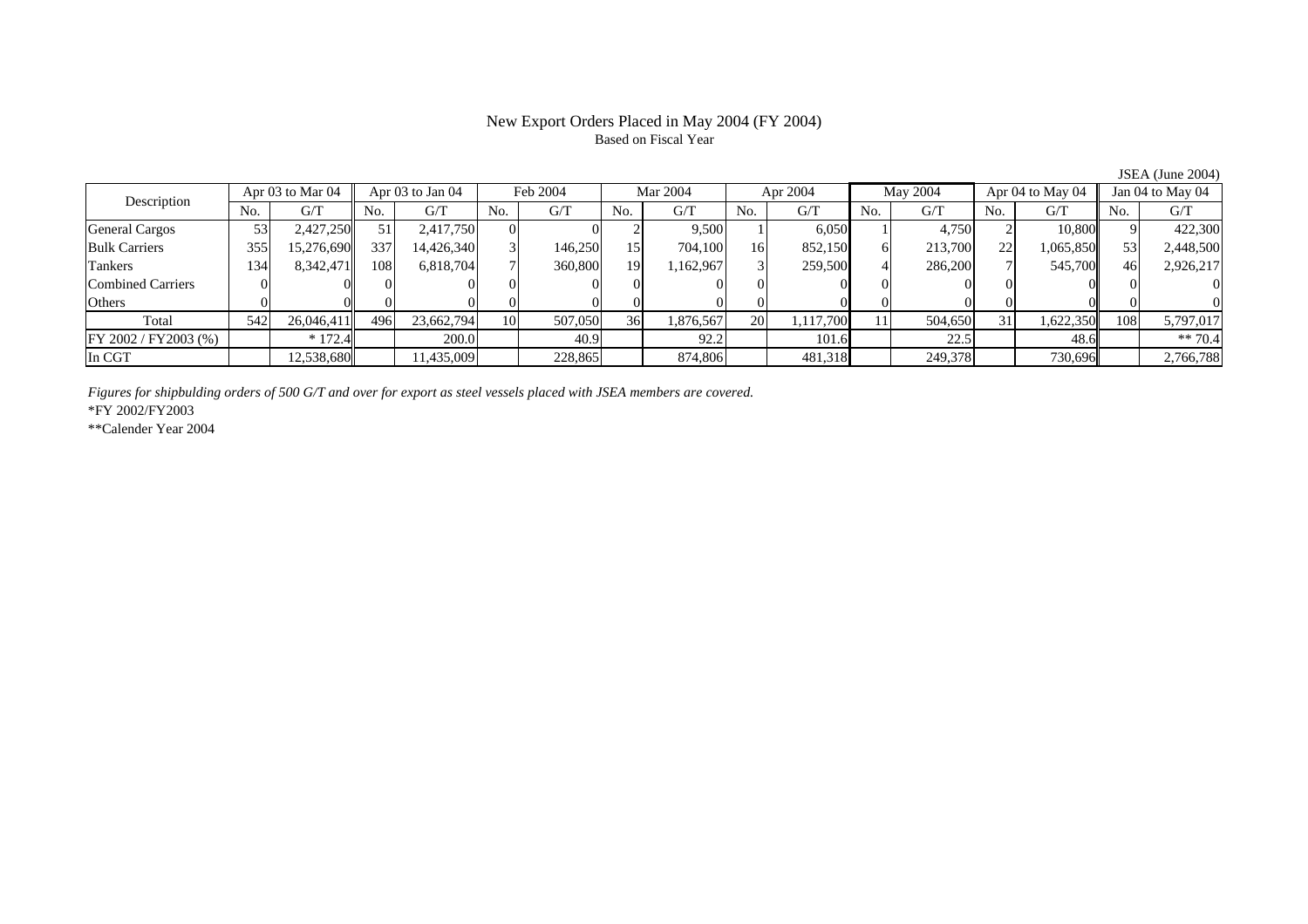# New Export Orders Placed in May 2004 (FY 2004)

Based on Fiscal Year

JSEA (June 2004)

| Description | Apr 03 to Mar 04 | | Apr 03 to Jan 04 | | Feb 2004 | | Mar 2004 | | Apr 2004 | | May 2004 | | Apr 04 to May 04 | | Jan 04 to May 04 | |
|---|---|---|---|---|---|---|---|---|---|---|---|---|---|---|---|---|
| | No. | G/T | No. | G/T | No. | G/T | No. | G/T | No. | G/T | No. | G/T | No. | G/T | No. | G/T |
| General Cargos | 53 | 2,427,250 | 51 | 2,417,750 | 0 | 0 | 2 | 9,500 | 1 | 6,050 | 1 | 4,750 | 2 | 10,800 | 9 | 422,300 |
| Bulk Carriers | 355 | 15,276,690 | 337 | 14,426,340 | 3 | 146,250 | 15 | 704,100 | 16 | 852,150 | 6 | 213,700 | 22 | 1,065,850 | 53 | 2,448,500 |
| Tankers | 134 | 8,342,471 | 108 | 6,818,704 | 7 | 360,800 | 19 | 1,162,967 | 3 | 259,500 | 4 | 286,200 | 7 | 545,700 | 46 | 2,926,217 |
| Combined Carriers | 0 | 0 | 0 | 0 | 0 | 0 | 0 | 0 | 0 | 0 | 0 | 0 | 0 | 0 | 0 | 0 |
| Others | 0 | 0 | 0 | 0 | 0 | 0 | 0 | 0 | 0 | 0 | 0 | 0 | 0 | 0 | 0 | 0 |
| Total | 542 | 26,046,411 | 496 | 23,662,794 | 10 | 507,050 | 36 | 1,876,567 | 20 | 1,117,700 | 11 | 504,650 | 31 | 1,622,350 | 108 | 5,797,017 |
| FY 2002 / FY2003 (%) | | * 172.4 | | 200.0 | | 40.9 | | 92.2 | | 101.6 | | 22.5 | | 48.6 | | ** 70.4 |
| In CGT | | 12,538,680 | | 11,435,009 | | 228,865 | | 874,806 | | 481,318 | | 249,378 | | 730,696 | | 2,766,788 |

*Figures for shipbulding orders of 500 G/T and over for export as steel vessels placed with JSEA members are covered.*

*FY 2002/FY2003

**Calender Year 2004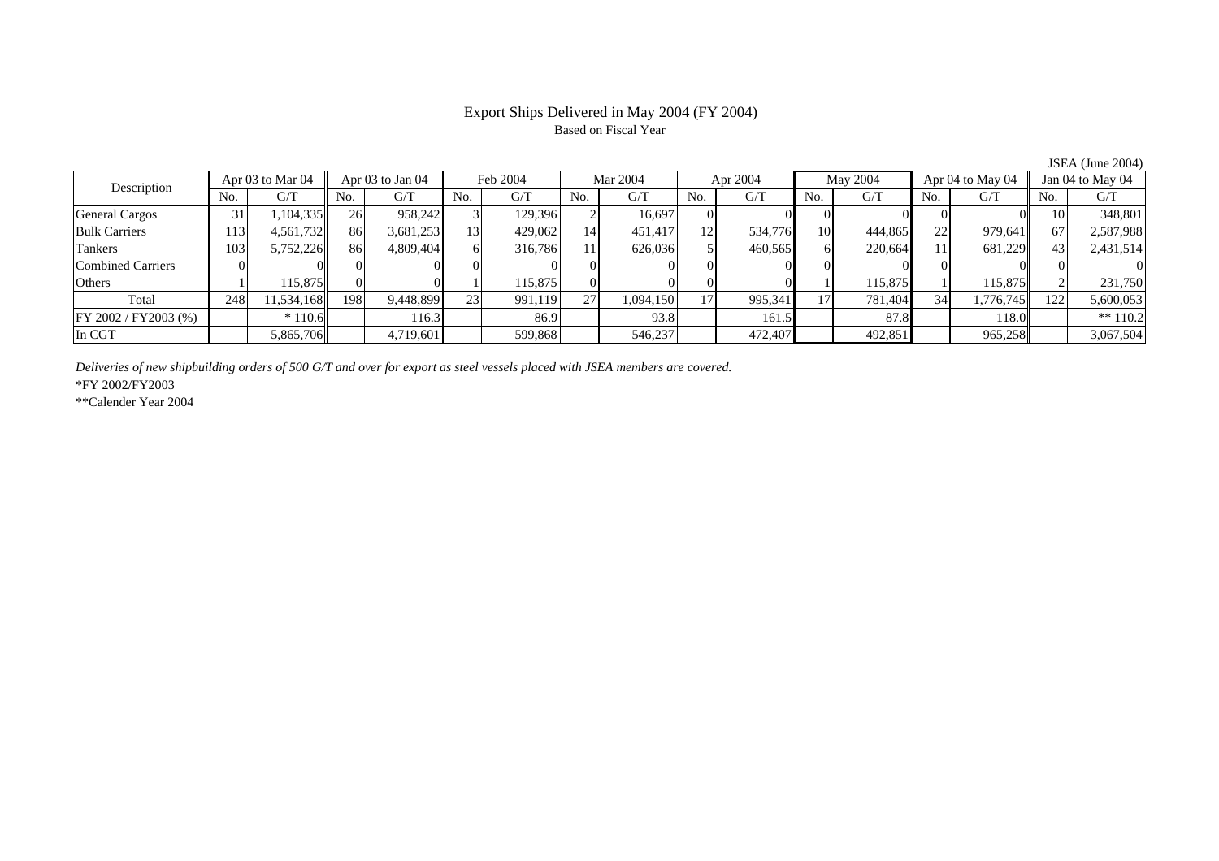# Export Ships Delivered in May 2004 (FY 2004)

Based on Fiscal Year

JSEA (June 2004)

| Description | Apr 03 to Mar 04 | | Apr 03 to Jan 04 | | Feb 2004 | | Mar 2004 | | Apr 2004 | | May 2004 | | Apr 04 to May 04 | | Jan 04 to May 04 | |
|---|---|---|---|---|---|---|---|---|---|---|---|---|---|---|---|---|
| | No. | G/T | No. | G/T | No. | G/T | No. | G/T | No. | G/T | No. | G/T | No. | G/T | No. | G/T |
| General Cargos | 31 | 1,104,335 | 26 | 958,242 | 3 | 129,396 | 2 | 16,697 | 0 | 0 | 0 | 0 | 0 | 0 | 10 | 348,801 |
| Bulk Carriers | 113 | 4,561,732 | 86 | 3,681,253 | 13 | 429,062 | 14 | 451,417 | 12 | 534,776 | 10 | 444,865 | 22 | 979,641 | 67 | 2,587,988 |
| Tankers | 103 | 5,752,226 | 86 | 4,809,404 | 6 | 316,786 | 11 | 626,036 | 5 | 460,565 | 6 | 220,664 | 11 | 681,229 | 43 | 2,431,514 |
| Combined Carriers | 0 | 0 | 0 | 0 | 0 | 0 | 0 | 0 | 0 | 0 | 0 | 0 | 0 | 0 | 0 | 0 |
| Others | 1 | 115,875 | 0 | 0 | 1 | 115,875 | 0 | 0 | 0 | 0 | 1 | 115,875 | 1 | 115,875 | 2 | 231,750 |
| Total | 248 | 11,534,168 | 198 | 9,448,899 | 23 | 991,119 | 27 | 1,094,150 | 17 | 995,341 | 17 | 781,404 | 34 | 1,776,745 | 122 | 5,600,053 |
| FY 2002 / FY2003 (%) | | * 110.6 | | 116.3 | | 86.9 | | 93.8 | | 161.5 | | 87.8 | | 118.0 | | ** 110.2 |
| In CGT | | 5,865,706 | | 4,719,601 | | 599,868 | | 546,237 | | 472,407 | | 492,851 | | 965,258 | | 3,067,504 |

*Deliveries of new shipbuilding orders of 500 G/T and over for export as steel vessels placed with JSEA members are covered.*

*FY 2002/FY2003

**Calender Year 2004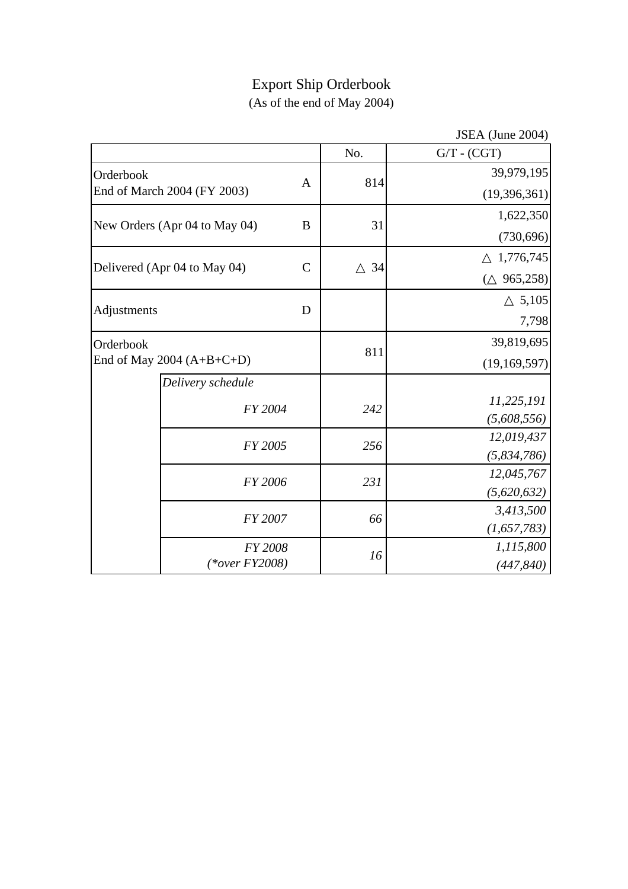# Export Ship Orderbook

(As of the end of May 2004)

JSEA (June 2004)

| | | | No. | G/T - (CGT) |
|---|---|---|---|---|
| Orderbook<br>End of March 2004 (FY 2003) | | A | 814 | 39,979,195<br>(19,396,361) |
| New Orders (Apr 04 to May 04) | | B | 31 | 1,622,350<br>(730,696) |
| Delivered (Apr 04 to May 04) | | C | △ 34 | △ 1,776,745<br>(△ 965,258) |
| Adjustments | | D | | △ 5,105<br>7,798 |
| Orderbook<br>End of May 2004 (A+B+C+D) | | | 811 | 39,819,695<br>(19,169,597) |
| | *Delivery schedule*<br>*FY 2004* | | *242* | *11,225,191*<br>*(5,608,556)* |
| | *FY 2005* | | *256* | *12,019,437*<br>*(5,834,786)* |
| | *FY 2006* | | *231* | *12,045,767*<br>*(5,620,632)* |
| | *FY 2007* | | *66* | *3,413,500*<br>*(1,657,783)* |
| | *FY 2008*<br>*(*over FY2008)* | | *16* | *1,115,800*<br>*(447,840)* |